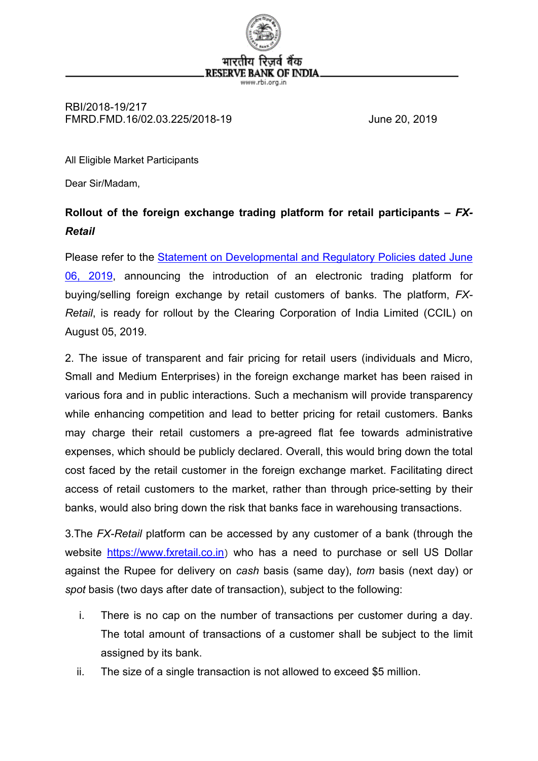भारतीय रिज़र्व बैंक
RESERVE BANK OF INDIA
www.rbi.org.in

RBI/2018-19/217
FMRD.FMD.16/02.03.225/2018-19 June 20, 2019

All Eligible Market Participants

Dear Sir/Madam,

**Rollout of the foreign exchange trading platform for retail participants – *FX-Retail***

Please refer to the [Statement on Developmental and Regulatory Policies dated June 06, 2019](), announcing the introduction of an electronic trading platform for buying/selling foreign exchange by retail customers of banks. The platform, *FX-Retail*, is ready for rollout by the Clearing Corporation of India Limited (CCIL) on August 05, 2019.

2. The issue of transparent and fair pricing for retail users (individuals and Micro, Small and Medium Enterprises) in the foreign exchange market has been raised in various fora and in public interactions. Such a mechanism will provide transparency while enhancing competition and lead to better pricing for retail customers. Banks may charge their retail customers a pre-agreed flat fee towards administrative expenses, which should be publicly declared. Overall, this would bring down the total cost faced by the retail customer in the foreign exchange market. Facilitating direct access of retail customers to the market, rather than through price-setting by their banks, would also bring down the risk that banks face in warehousing transactions.

3.The *FX-Retail* platform can be accessed by any customer of a bank (through the website [https://www.fxretail.co.in](https://www.fxretail.co.in)) who has a need to purchase or sell US Dollar against the Rupee for delivery on *cash* basis (same day), *tom* basis (next day) or *spot* basis (two days after date of transaction), subject to the following:

i. There is no cap on the number of transactions per customer during a day. The total amount of transactions of a customer shall be subject to the limit assigned by its bank.

ii. The size of a single transaction is not allowed to exceed $5 million.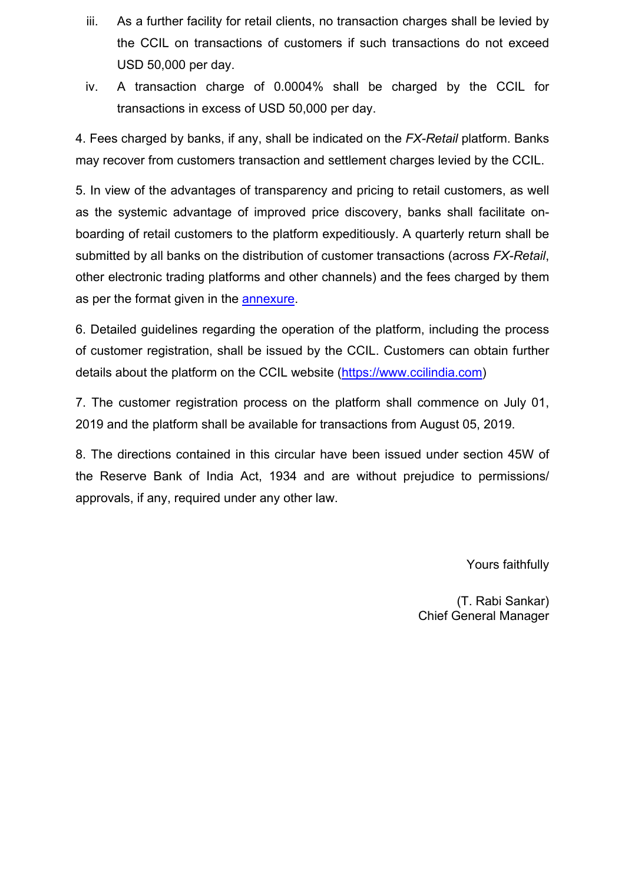iii. As a further facility for retail clients, no transaction charges shall be levied by the CCIL on transactions of customers if such transactions do not exceed USD 50,000 per day.

iv. A transaction charge of 0.0004% shall be charged by the CCIL for transactions in excess of USD 50,000 per day.

4. Fees charged by banks, if any, shall be indicated on the *FX-Retail* platform. Banks may recover from customers transaction and settlement charges levied by the CCIL.

5. In view of the advantages of transparency and pricing to retail customers, as well as the systemic advantage of improved price discovery, banks shall facilitate on-boarding of retail customers to the platform expeditiously. A quarterly return shall be submitted by all banks on the distribution of customer transactions (across *FX-Retail*, other electronic trading platforms and other channels) and the fees charged by them as per the format given in the annexure.

6. Detailed guidelines regarding the operation of the platform, including the process of customer registration, shall be issued by the CCIL. Customers can obtain further details about the platform on the CCIL website (https://www.ccilindia.com)

7. The customer registration process on the platform shall commence on July 01, 2019 and the platform shall be available for transactions from August 05, 2019.

8. The directions contained in this circular have been issued under section 45W of the Reserve Bank of India Act, 1934 and are without prejudice to permissions/ approvals, if any, required under any other law.

Yours faithfully

(T. Rabi Sankar)
Chief General Manager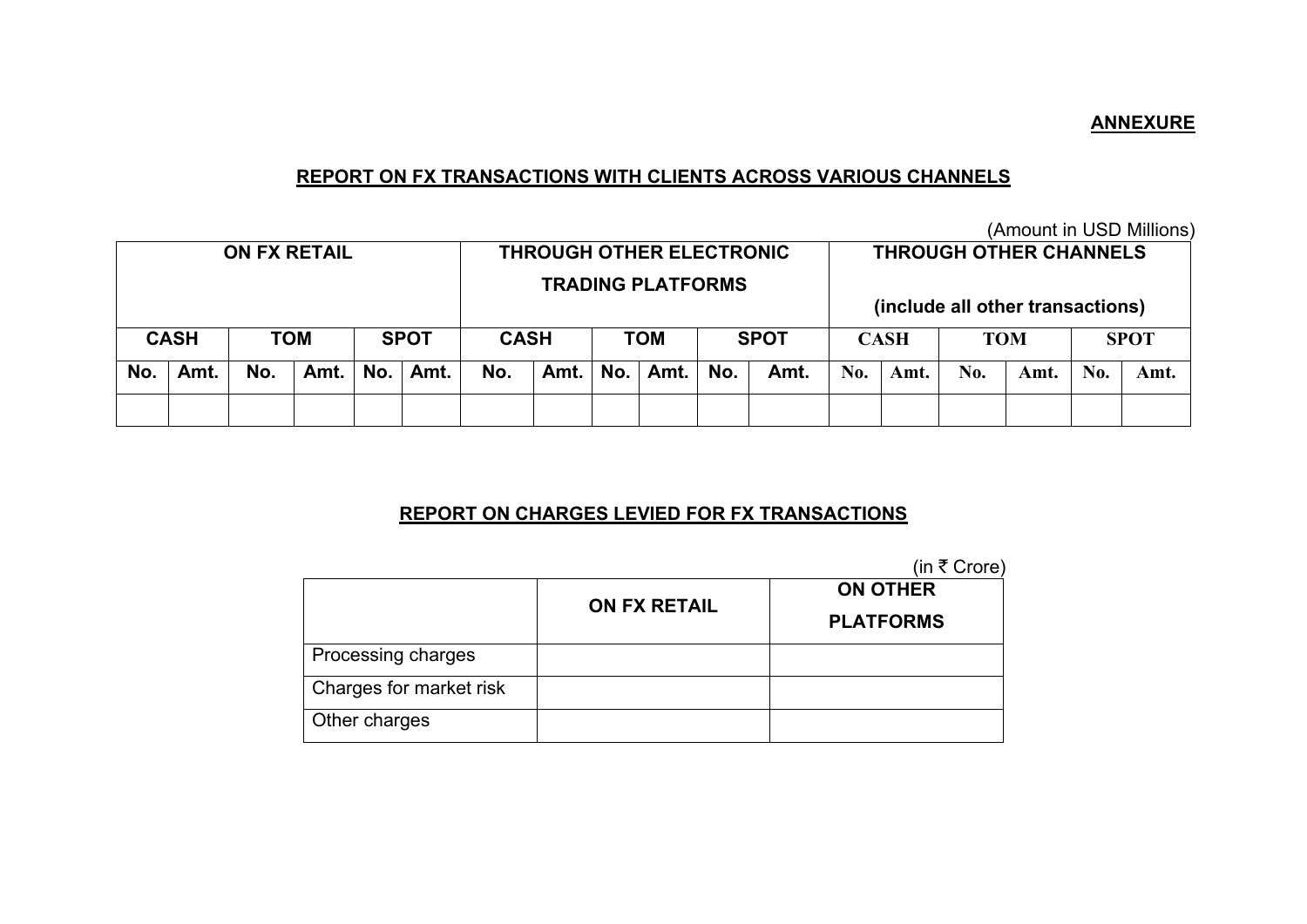**ANNEXURE**

**REPORT ON FX TRANSACTIONS WITH CLIENTS ACROSS VARIOUS CHANNELS**

(Amount in USD Millions)

| ON FX RETAIL | | | | | | THROUGH OTHER ELECTRONIC TRADING PLATFORMS | | | | | | THROUGH OTHER CHANNELS (include all other transactions) | | | | | |
|---|---|---|---|---|---|---|---|---|---|---|---|---|---|---|---|---|---|
| CASH | | TOM | | SPOT | | CASH | | TOM | | SPOT | | CASH | | TOM | | SPOT | |
| No. | Amt. | No. | Amt. | No. | Amt. | No. | Amt. | No. | Amt. | No. | Amt. | No. | Amt. | No. | Amt. | No. | Amt. |
| | | | | | | | | | | | | | | | | | |

**REPORT ON CHARGES LEVIED FOR FX TRANSACTIONS**

(in ₹ Crore)

| | ON FX RETAIL | ON OTHER PLATFORMS |
|---|---|---|
| Processing charges | | |
| Charges for market risk | | |
| Other charges | | |